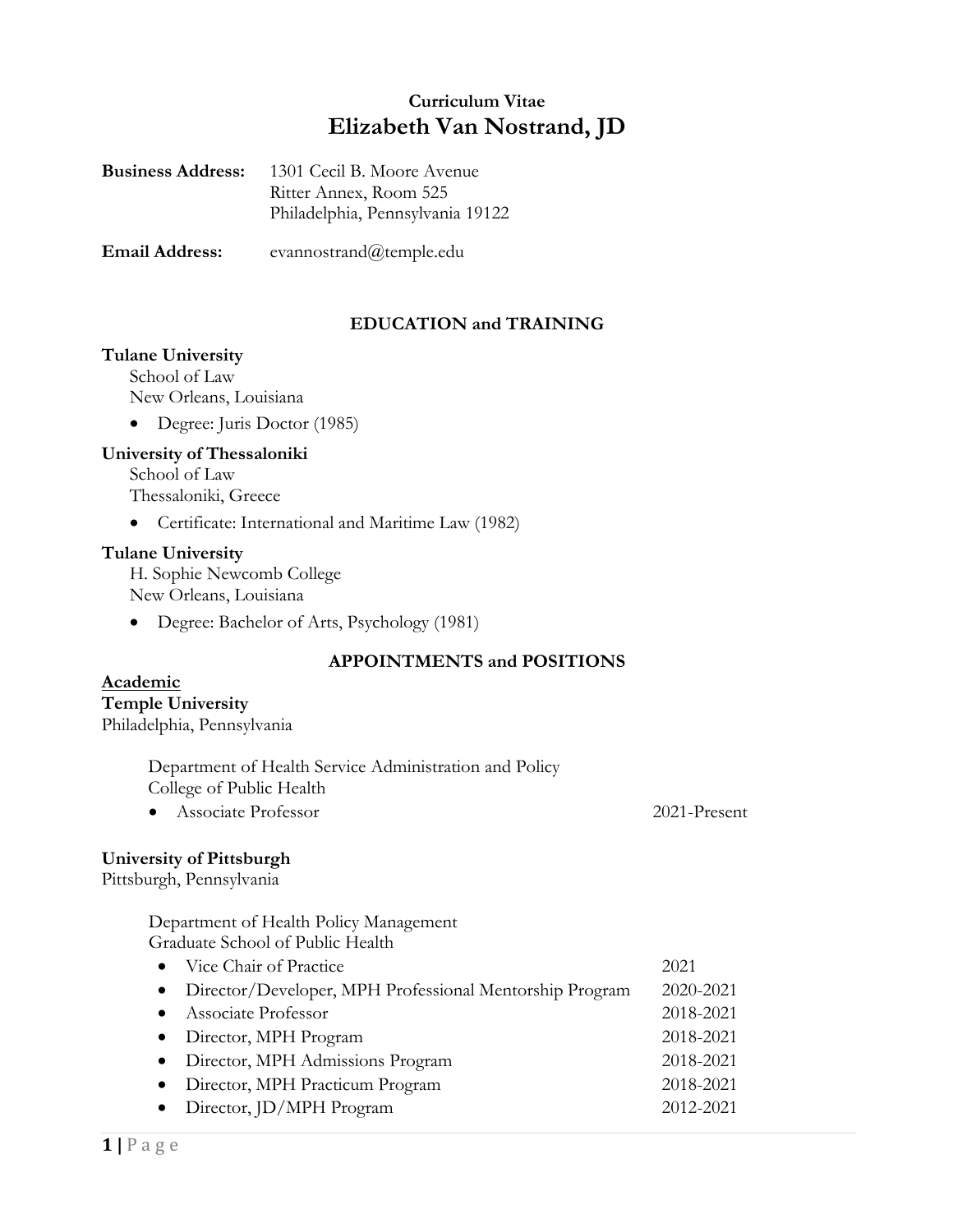# Curriculum Vitae
# Elizabeth Van Nostrand, JD

**Business Address:** 1301 Cecil B. Moore Avenue
Ritter Annex, Room 525
Philadelphia, Pennsylvania 19122

**Email Address:** evannostrand@temple.edu

## EDUCATION and TRAINING

**Tulane University**
School of Law
New Orleans, Louisiana

- Degree: Juris Doctor (1985)

**University of Thessaloniki**
School of Law
Thessaloniki, Greece

- Certificate: International and Maritime Law (1982)

**Tulane University**
H. Sophie Newcomb College
New Orleans, Louisiana

- Degree: Bachelor of Arts, Psychology (1981)

## APPOINTMENTS and POSITIONS

### Academic

**Temple University**
Philadelphia, Pennsylvania

Department of Health Service Administration and Policy
College of Public Health

- Associate Professor — 2021-Present

**University of Pittsburgh**
Pittsburgh, Pennsylvania

Department of Health Policy Management
Graduate School of Public Health

- Vice Chair of Practice — 2021
- Director/Developer, MPH Professional Mentorship Program — 2020-2021
- Associate Professor — 2018-2021
- Director, MPH Program — 2018-2021
- Director, MPH Admissions Program — 2018-2021
- Director, MPH Practicum Program — 2018-2021
- Director, JD/MPH Program — 2012-2021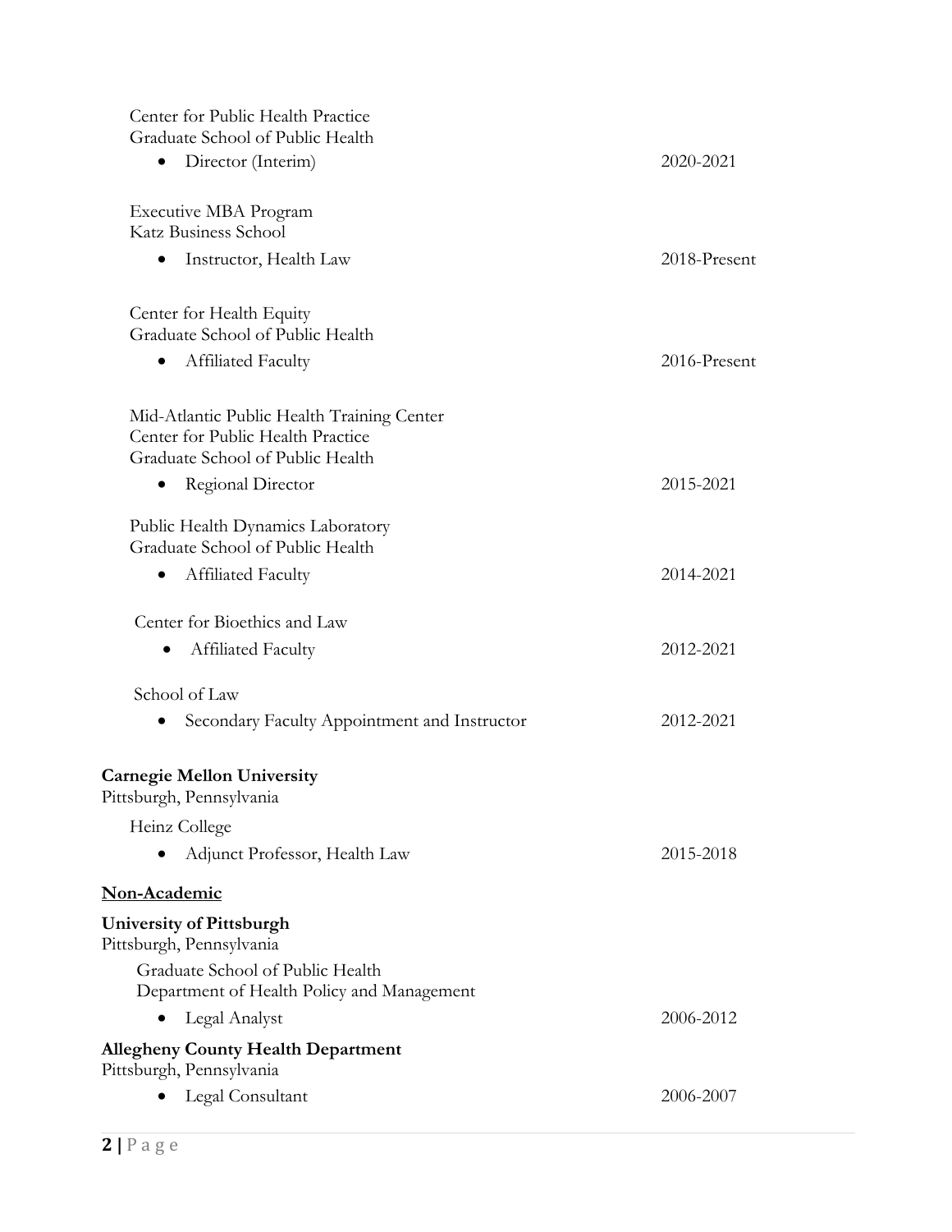Center for Public Health Practice
Graduate School of Public Health

- Director (Interim) — 2020-2021

Executive MBA Program
Katz Business School

- Instructor, Health Law — 2018-Present

Center for Health Equity
Graduate School of Public Health

- Affiliated Faculty — 2016-Present

Mid-Atlantic Public Health Training Center
Center for Public Health Practice
Graduate School of Public Health

- Regional Director — 2015-2021

Public Health Dynamics Laboratory
Graduate School of Public Health

- Affiliated Faculty — 2014-2021

Center for Bioethics and Law

- Affiliated Faculty — 2012-2021

School of Law

- Secondary Faculty Appointment and Instructor — 2012-2021

**Carnegie Mellon University**
Pittsburgh, Pennsylvania

Heinz College

- Adjunct Professor, Health Law — 2015-2018

**<u>Non-Academic</u>**

**University of Pittsburgh**
Pittsburgh, Pennsylvania

Graduate School of Public Health
Department of Health Policy and Management

- Legal Analyst — 2006-2012

**Allegheny County Health Department**
Pittsburgh, Pennsylvania

- Legal Consultant — 2006-2007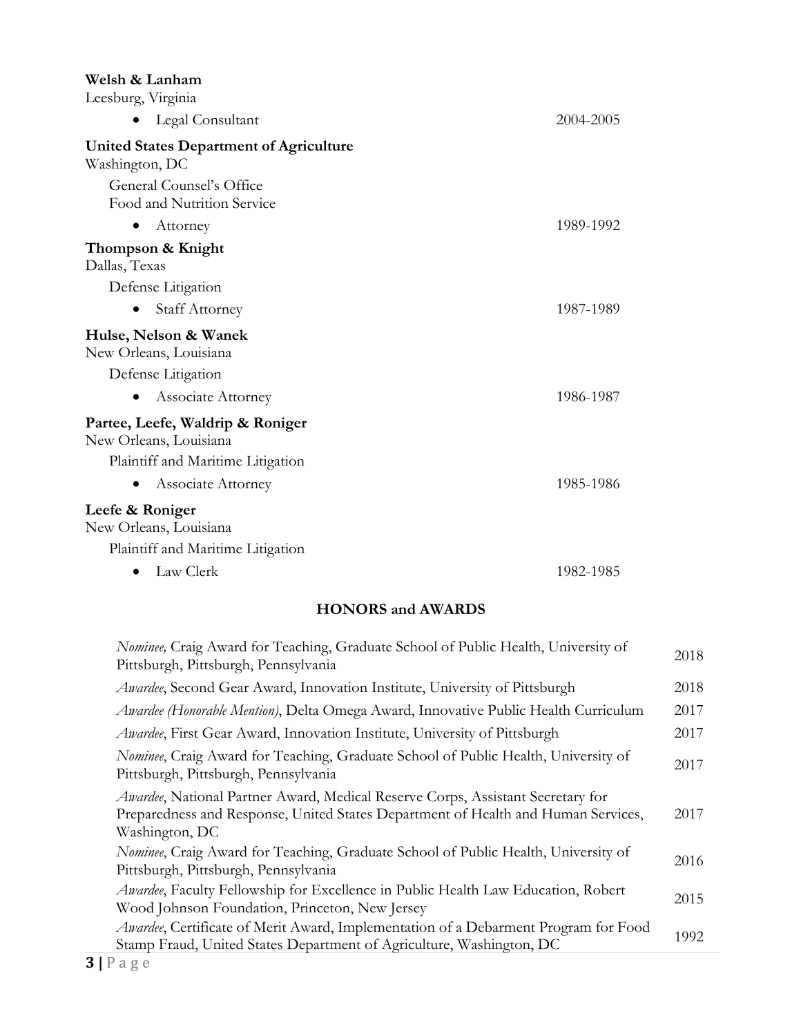**Welsh & Lanham**
Leesburg, Virginia

- Legal Consultant 2004-2005

**United States Department of Agriculture**
Washington, DC

General Counsel's Office
Food and Nutrition Service

- Attorney 1989-1992

**Thompson & Knight**
Dallas, Texas

Defense Litigation

- Staff Attorney 1987-1989

**Hulse, Nelson & Wanek**
New Orleans, Louisiana

Defense Litigation

- Associate Attorney 1986-1987

**Partee, Leefe, Waldrip & Roniger**
New Orleans, Louisiana

Plaintiff and Maritime Litigation

- Associate Attorney 1985-1986

**Leefe & Roniger**
New Orleans, Louisiana

Plaintiff and Maritime Litigation

- Law Clerk 1982-1985

## HONORS and AWARDS

| | |
|---|---|
| *Nominee,* Craig Award for Teaching, Graduate School of Public Health, University of Pittsburgh, Pittsburgh, Pennsylvania | 2018 |
| *Awardee*, Second Gear Award, Innovation Institute, University of Pittsburgh | 2018 |
| *Awardee (Honorable Mention)*, Delta Omega Award, Innovative Public Health Curriculum | 2017 |
| *Awardee*, First Gear Award, Innovation Institute, University of Pittsburgh | 2017 |
| *Nominee*, Craig Award for Teaching, Graduate School of Public Health, University of Pittsburgh, Pittsburgh, Pennsylvania | 2017 |
| *Awardee*, National Partner Award, Medical Reserve Corps, Assistant Secretary for Preparedness and Response, United States Department of Health and Human Services, Washington, DC | 2017 |
| *Nominee*, Craig Award for Teaching, Graduate School of Public Health, University of Pittsburgh, Pittsburgh, Pennsylvania | 2016 |
| *Awardee*, Faculty Fellowship for Excellence in Public Health Law Education, Robert Wood Johnson Foundation, Princeton, New Jersey | 2015 |
| *Awardee*, Certificate of Merit Award, Implementation of a Debarment Program for Food Stamp Fraud, United States Department of Agriculture, Washington, DC | 1992 |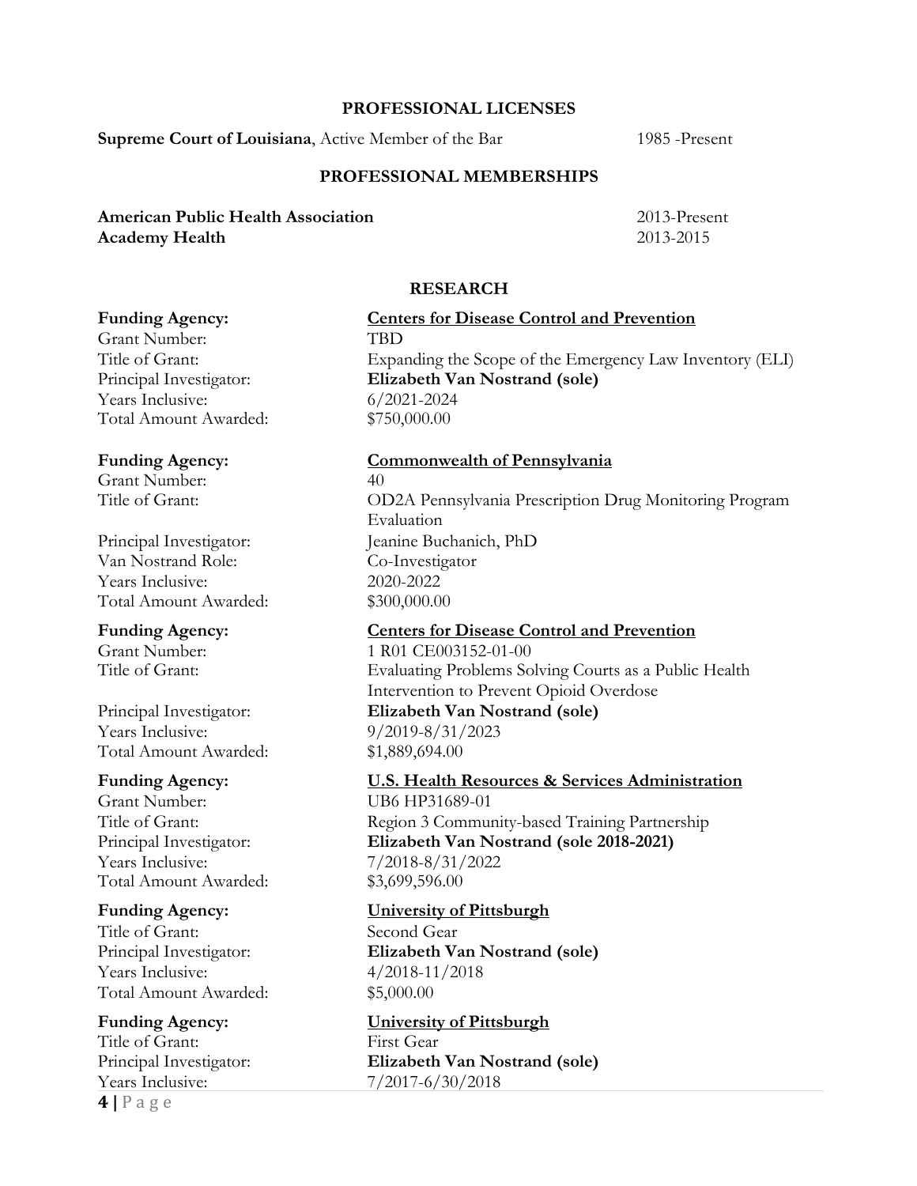## PROFESSIONAL LICENSES

**Supreme Court of Louisiana**, Active Member of the Bar 1985 -Present

## PROFESSIONAL MEMBERSHIPS

**American Public Health Association** 2013-Present
**Academy Health** 2013-2015

## RESEARCH

| | |
|---|---|
| **Funding Agency:** | **<u>Centers for Disease Control and Prevention</u>** |
| Grant Number: | TBD |
| Title of Grant: | Expanding the Scope of the Emergency Law Inventory (ELI) |
| Principal Investigator: | **Elizabeth Van Nostrand (sole)** |
| Years Inclusive: | 6/2021-2024 |
| Total Amount Awarded: | $750,000.00 |

| | |
|---|---|
| **Funding Agency:** | **<u>Commonwealth of Pennsylvania</u>** |
| Grant Number: | 40 |
| Title of Grant: | OD2A Pennsylvania Prescription Drug Monitoring Program Evaluation |
| Principal Investigator: | Jeanine Buchanich, PhD |
| Van Nostrand Role: | Co-Investigator |
| Years Inclusive: | 2020-2022 |
| Total Amount Awarded: | $300,000.00 |

| | |
|---|---|
| **Funding Agency:** | **<u>Centers for Disease Control and Prevention</u>** |
| Grant Number: | 1 R01 CE003152-01-00 |
| Title of Grant: | Evaluating Problems Solving Courts as a Public Health Intervention to Prevent Opioid Overdose |
| Principal Investigator: | **Elizabeth Van Nostrand (sole)** |
| Years Inclusive: | 9/2019-8/31/2023 |
| Total Amount Awarded: | $1,889,694.00 |

| | |
|---|---|
| **Funding Agency:** | **<u>U.S. Health Resources & Services Administration</u>** |
| Grant Number: | UB6 HP31689-01 |
| Title of Grant: | Region 3 Community-based Training Partnership |
| Principal Investigator: | **Elizabeth Van Nostrand (sole 2018-2021)** |
| Years Inclusive: | 7/2018-8/31/2022 |
| Total Amount Awarded: | $3,699,596.00 |

| | |
|---|---|
| **Funding Agency:** | **<u>University of Pittsburgh</u>** |
| Title of Grant: | Second Gear |
| Principal Investigator: | **Elizabeth Van Nostrand (sole)** |
| Years Inclusive: | 4/2018-11/2018 |
| Total Amount Awarded: | $5,000.00 |

| | |
|---|---|
| **Funding Agency:** | **<u>University of Pittsburgh</u>** |
| Title of Grant: | First Gear |
| Principal Investigator: | **Elizabeth Van Nostrand (sole)** |
| Years Inclusive: | 7/2017-6/30/2018 |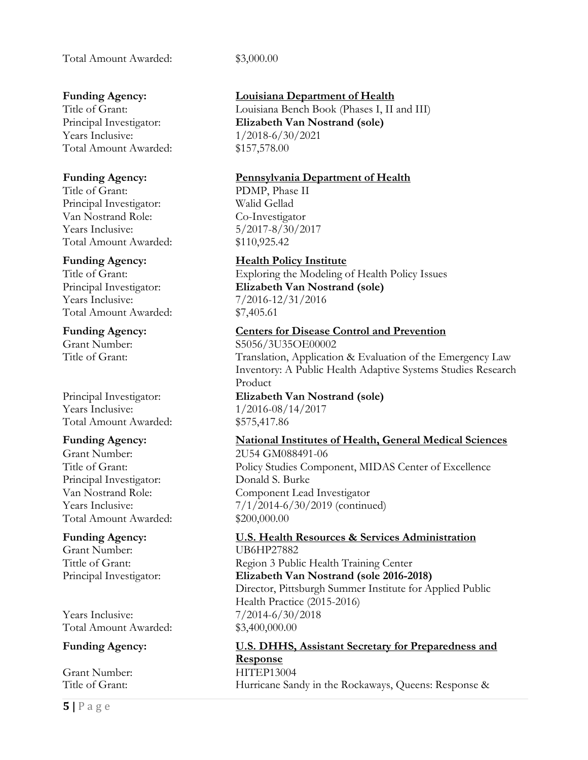Total Amount Awarded: $3,000.00

**Funding Agency:** **Louisiana Department of Health**
Title of Grant: Louisiana Bench Book (Phases I, II and III)
Principal Investigator: **Elizabeth Van Nostrand (sole)**
Years Inclusive: 1/2018-6/30/2021
Total Amount Awarded: $157,578.00

**Funding Agency:** **Pennsylvania Department of Health**
Title of Grant: PDMP, Phase II
Principal Investigator: Walid Gellad
Van Nostrand Role: Co-Investigator
Years Inclusive: 5/2017-8/30/2017
Total Amount Awarded: $110,925.42

**Funding Agency:** **Health Policy Institute**
Title of Grant: Exploring the Modeling of Health Policy Issues
Principal Investigator: **Elizabeth Van Nostrand (sole)**
Years Inclusive: 7/2016-12/31/2016
Total Amount Awarded: $7,405.61

**Funding Agency:** **Centers for Disease Control and Prevention**
Grant Number: S5056/3U35OE00002
Title of Grant: Translation, Application & Evaluation of the Emergency Law Inventory: A Public Health Adaptive Systems Studies Research Product
Principal Investigator: **Elizabeth Van Nostrand (sole)**
Years Inclusive: 1/2016-08/14/2017
Total Amount Awarded: $575,417.86

**Funding Agency:** **National Institutes of Health, General Medical Sciences**
Grant Number: 2U54 GM088491-06
Title of Grant: Policy Studies Component, MIDAS Center of Excellence
Principal Investigator: Donald S. Burke
Van Nostrand Role: Component Lead Investigator
Years Inclusive: 7/1/2014-6/30/2019 (continued)
Total Amount Awarded: $200,000.00

**Funding Agency:** **U.S. Health Resources & Services Administration**
Grant Number: UB6HP27882
Tittle of Grant: Region 3 Public Health Training Center
Principal Investigator: **Elizabeth Van Nostrand (sole 2016-2018)**
Director, Pittsburgh Summer Institute for Applied Public Health Practice (2015-2016)
Years Inclusive: 7/2014-6/30/2018
Total Amount Awarded: $3,400,000.00

**Funding Agency:** **U.S. DHHS, Assistant Secretary for Preparedness and Response**
Grant Number: HITEP13004
Title of Grant: Hurricane Sandy in the Rockaways, Queens: Response &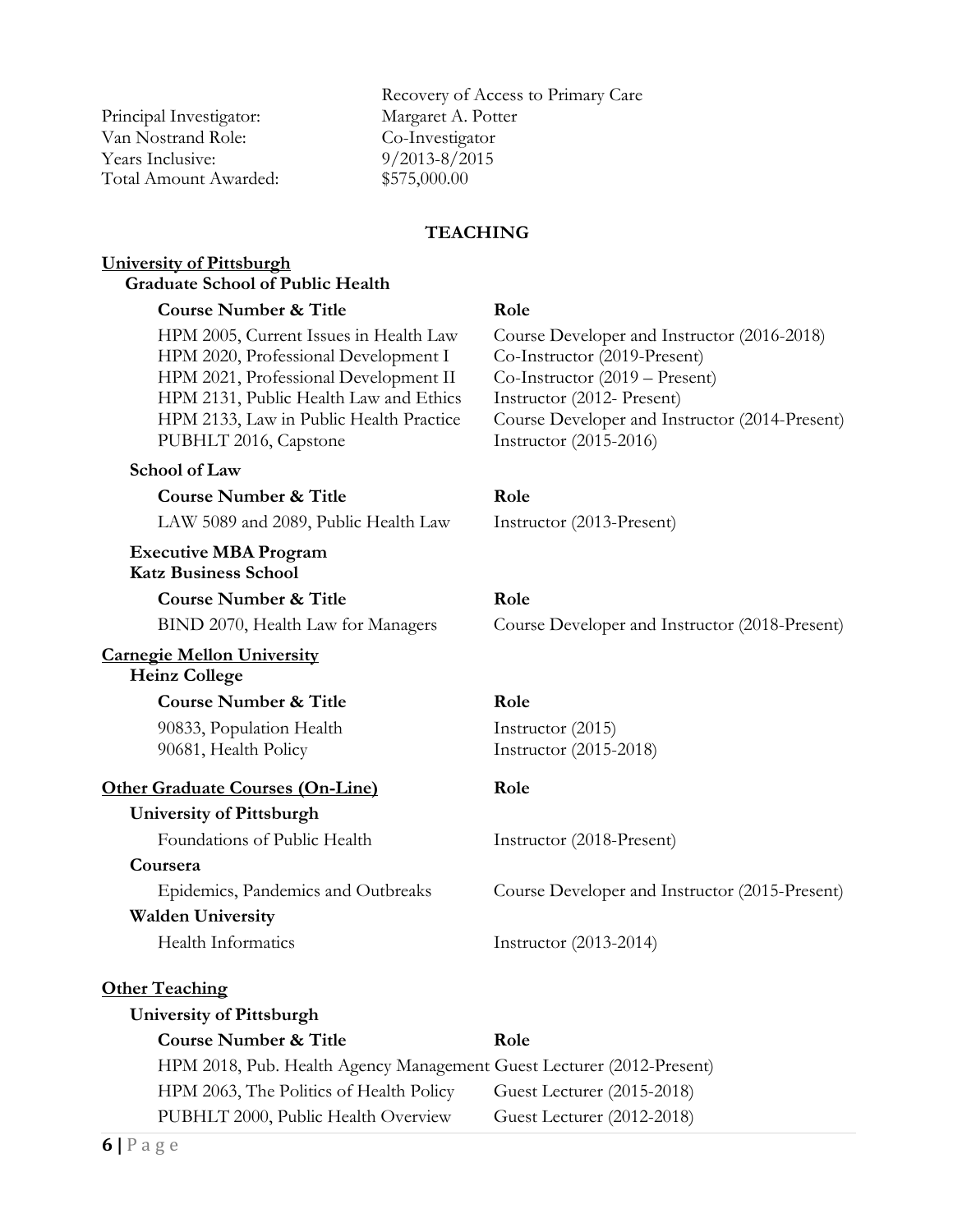| | Recovery of Access to Primary Care |
|---|---|
| Principal Investigator: | Margaret A. Potter |
| Van Nostrand Role: | Co-Investigator |
| Years Inclusive: | 9/2013-8/2015 |
| Total Amount Awarded: | $575,000.00 |

## TEACHING

**University of Pittsburgh**

**Graduate School of Public Health**

| Course Number & Title | Role |
|---|---|
| HPM 2005, Current Issues in Health Law | Course Developer and Instructor (2016-2018) |
| HPM 2020, Professional Development I | Co-Instructor (2019-Present) |
| HPM 2021, Professional Development II | Co-Instructor (2019 – Present) |
| HPM 2131, Public Health Law and Ethics | Instructor (2012- Present) |
| HPM 2133, Law in Public Health Practice | Course Developer and Instructor (2014-Present) |
| PUBHLT 2016, Capstone | Instructor (2015-2016) |

**School of Law**

| Course Number & Title | Role |
|---|---|
| LAW 5089 and 2089, Public Health Law | Instructor (2013-Present) |

**Executive MBA Program**
**Katz Business School**

| Course Number & Title | Role |
|---|---|
| BIND 2070, Health Law for Managers | Course Developer and Instructor (2018-Present) |

**Carnegie Mellon University**

**Heinz College**

| Course Number & Title | Role |
|---|---|
| 90833, Population Health | Instructor (2015) |
| 90681, Health Policy | Instructor (2015-2018) |

**Other Graduate Courses (On-Line)**

| | Role |
|---|---|
| **University of Pittsburgh** | |
| Foundations of Public Health | Instructor (2018-Present) |
| **Coursera** | |
| Epidemics, Pandemics and Outbreaks | Course Developer and Instructor (2015-Present) |
| **Walden University** | |
| Health Informatics | Instructor (2013-2014) |

**Other Teaching**

**University of Pittsburgh**

| Course Number & Title | Role |
|---|---|
| HPM 2018, Pub. Health Agency Management | Guest Lecturer (2012-Present) |
| HPM 2063, The Politics of Health Policy | Guest Lecturer (2015-2018) |
| PUBHLT 2000, Public Health Overview | Guest Lecturer (2012-2018) |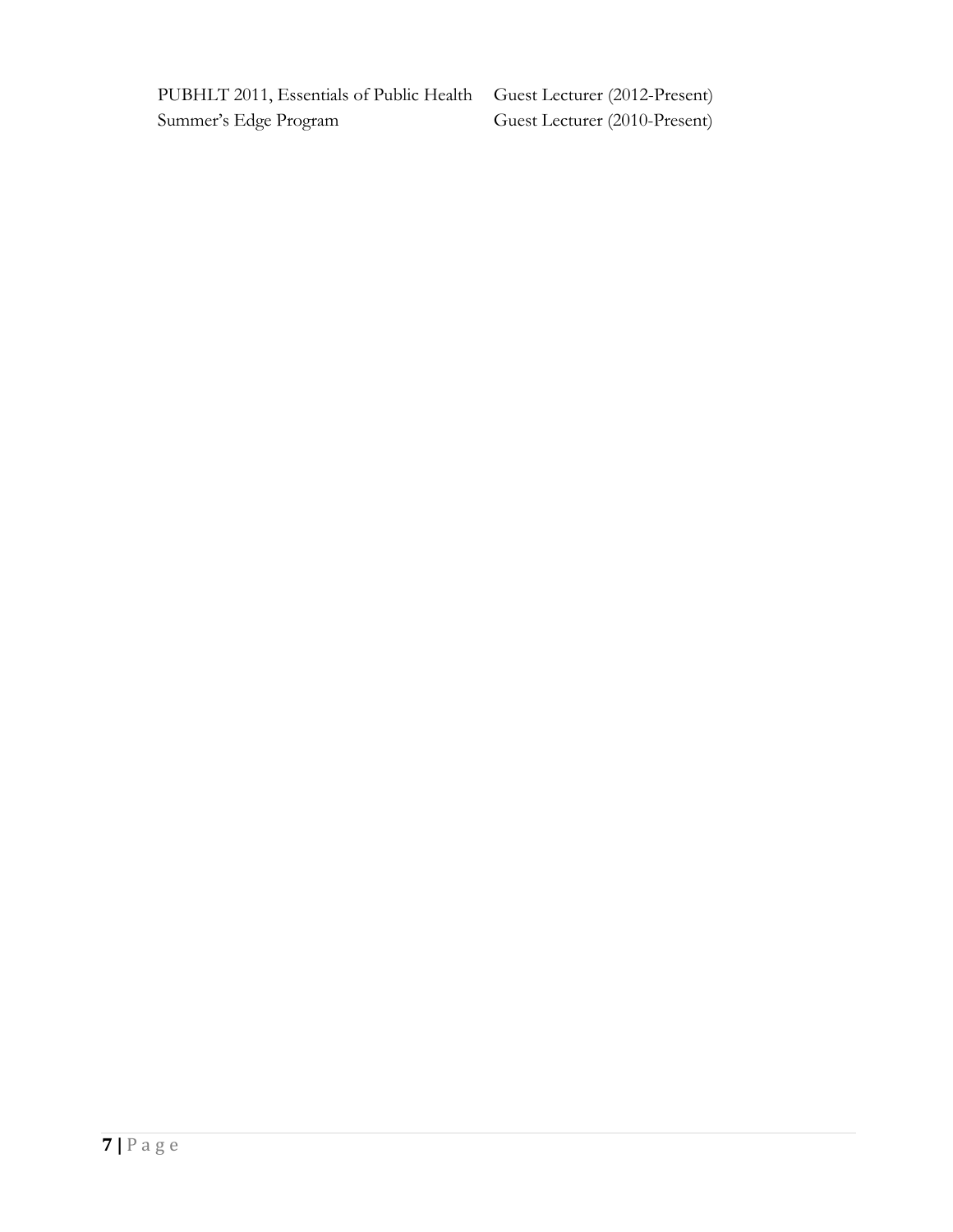| | |
|---|---|
| PUBHLT 2011, Essentials of Public Health | Guest Lecturer (2012-Present) |
| Summer's Edge Program | Guest Lecturer (2010-Present) |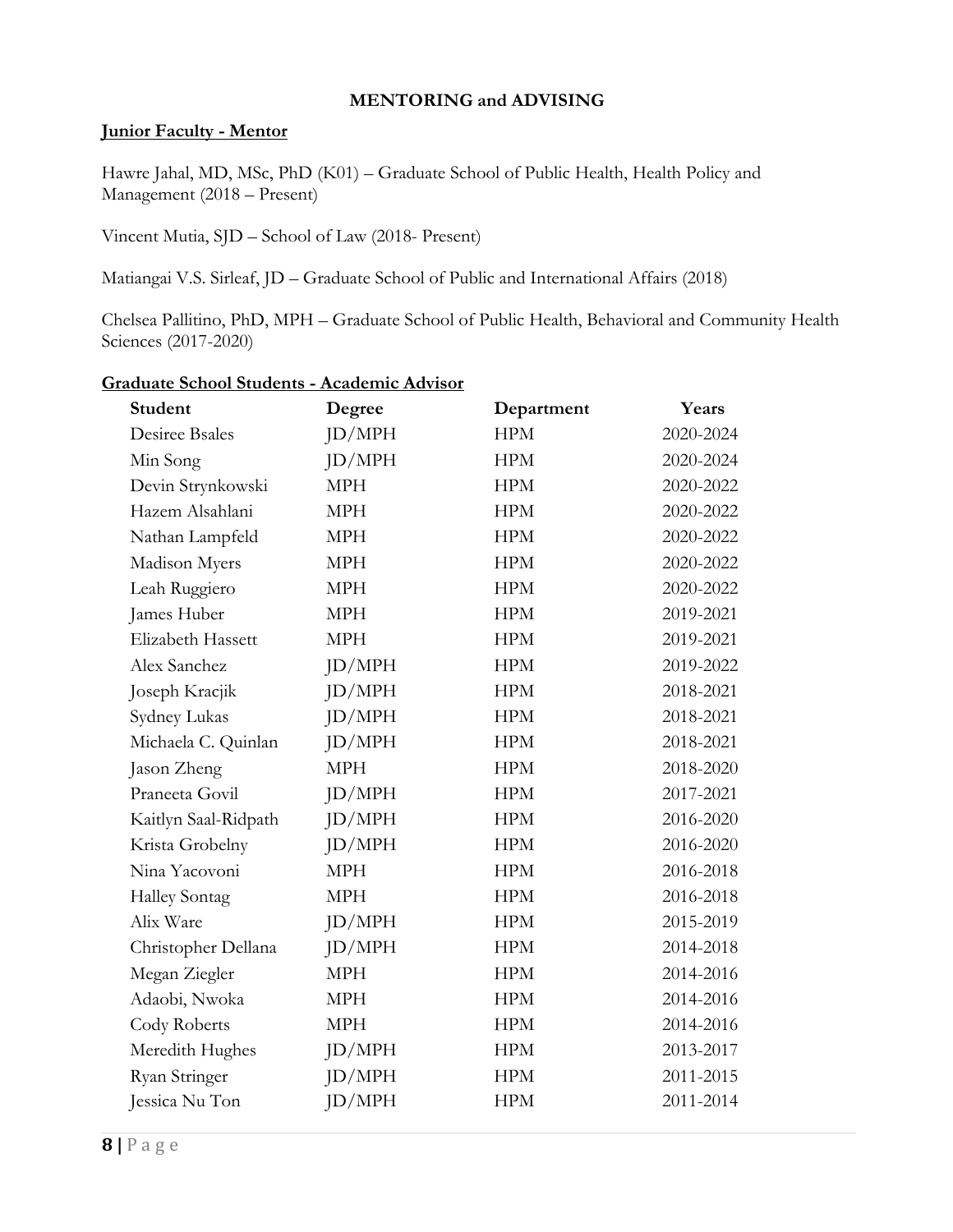## MENTORING and ADVISING

### Junior Faculty - Mentor

Hawre Jahal, MD, MSc, PhD (K01) – Graduate School of Public Health, Health Policy and Management (2018 – Present)

Vincent Mutia, SJD – School of Law (2018- Present)

Matiangai V.S. Sirleaf, JD – Graduate School of Public and International Affairs (2018)

Chelsea Pallitino, PhD, MPH – Graduate School of Public Health, Behavioral and Community Health Sciences (2017-2020)

### Graduate School Students - Academic Advisor

| Student | Degree | Department | Years |
|---|---|---|---|
| Desiree Bsales | JD/MPH | HPM | 2020-2024 |
| Min Song | JD/MPH | HPM | 2020-2024 |
| Devin Strynkowski | MPH | HPM | 2020-2022 |
| Hazem Alsahlani | MPH | HPM | 2020-2022 |
| Nathan Lampfeld | MPH | HPM | 2020-2022 |
| Madison Myers | MPH | HPM | 2020-2022 |
| Leah Ruggiero | MPH | HPM | 2020-2022 |
| James Huber | MPH | HPM | 2019-2021 |
| Elizabeth Hassett | MPH | HPM | 2019-2021 |
| Alex Sanchez | JD/MPH | HPM | 2019-2022 |
| Joseph Kracjik | JD/MPH | HPM | 2018-2021 |
| Sydney Lukas | JD/MPH | HPM | 2018-2021 |
| Michaela C. Quinlan | JD/MPH | HPM | 2018-2021 |
| Jason Zheng | MPH | HPM | 2018-2020 |
| Praneeta Govil | JD/MPH | HPM | 2017-2021 |
| Kaitlyn Saal-Ridpath | JD/MPH | HPM | 2016-2020 |
| Krista Grobelny | JD/MPH | HPM | 2016-2020 |
| Nina Yacovoni | MPH | HPM | 2016-2018 |
| Halley Sontag | MPH | HPM | 2016-2018 |
| Alix Ware | JD/MPH | HPM | 2015-2019 |
| Christopher Dellana | JD/MPH | HPM | 2014-2018 |
| Megan Ziegler | MPH | HPM | 2014-2016 |
| Adaobi, Nwoka | MPH | HPM | 2014-2016 |
| Cody Roberts | MPH | HPM | 2014-2016 |
| Meredith Hughes | JD/MPH | HPM | 2013-2017 |
| Ryan Stringer | JD/MPH | HPM | 2011-2015 |
| Jessica Nu Ton | JD/MPH | HPM | 2011-2014 |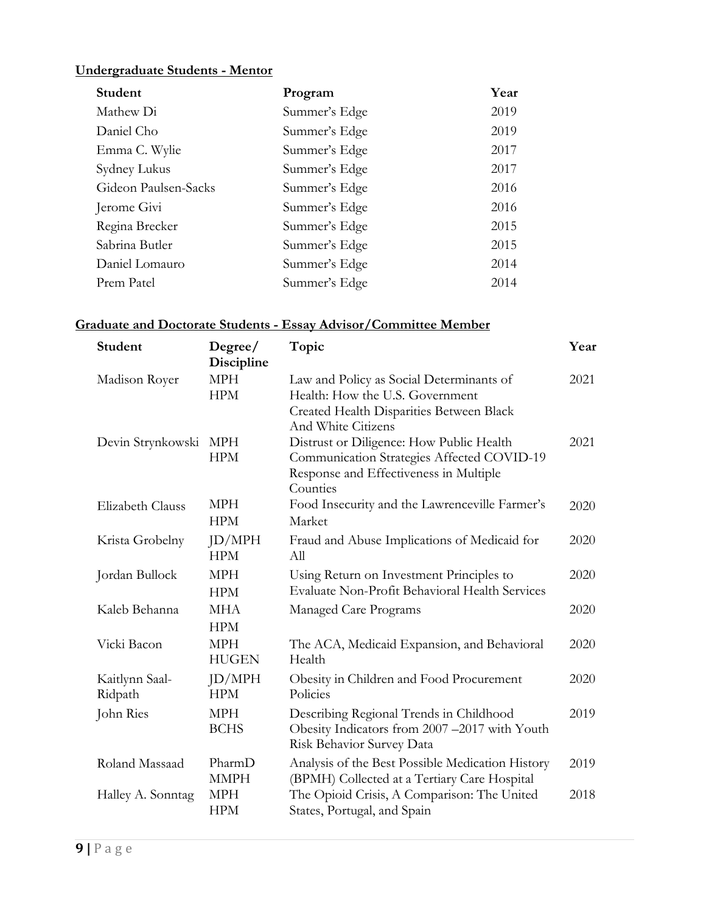**Undergraduate Students - Mentor**

| Student | Program | Year |
|---|---|---|
| Mathew Di | Summer's Edge | 2019 |
| Daniel Cho | Summer's Edge | 2019 |
| Emma C. Wylie | Summer's Edge | 2017 |
| Sydney Lukus | Summer's Edge | 2017 |
| Gideon Paulsen-Sacks | Summer's Edge | 2016 |
| Jerome Givi | Summer's Edge | 2016 |
| Regina Brecker | Summer's Edge | 2015 |
| Sabrina Butler | Summer's Edge | 2015 |
| Daniel Lomauro | Summer's Edge | 2014 |
| Prem Patel | Summer's Edge | 2014 |

**Graduate and Doctorate Students - Essay Advisor/Committee Member**

| Student | Degree/ Discipline | Topic | Year |
|---|---|---|---|
| Madison Royer | MPH HPM | Law and Policy as Social Determinants of Health: How the U.S. Government Created Health Disparities Between Black And White Citizens | 2021 |
| Devin Strynkowski | MPH HPM | Distrust or Diligence: How Public Health Communication Strategies Affected COVID-19 Response and Effectiveness in Multiple Counties | 2021 |
| Elizabeth Clauss | MPH HPM | Food Insecurity and the Lawrenceville Farmer's Market | 2020 |
| Krista Grobelny | JD/MPH HPM | Fraud and Abuse Implications of Medicaid for All | 2020 |
| Jordan Bullock | MPH HPM | Using Return on Investment Principles to Evaluate Non-Profit Behavioral Health Services | 2020 |
| Kaleb Behanna | MHA HPM | Managed Care Programs | 2020 |
| Vicki Bacon | MPH HUGEN | The ACA, Medicaid Expansion, and Behavioral Health | 2020 |
| Kaitlynn Saal-Ridpath | JD/MPH HPM | Obesity in Children and Food Procurement Policies | 2020 |
| John Ries | MPH BCHS | Describing Regional Trends in Childhood Obesity Indicators from 2007 –2017 with Youth Risk Behavior Survey Data | 2019 |
| Roland Massaad | PharmD MMPH | Analysis of the Best Possible Medication History (BPMH) Collected at a Tertiary Care Hospital | 2019 |
| Halley A. Sonntag | MPH HPM | The Opioid Crisis, A Comparison: The United States, Portugal, and Spain | 2018 |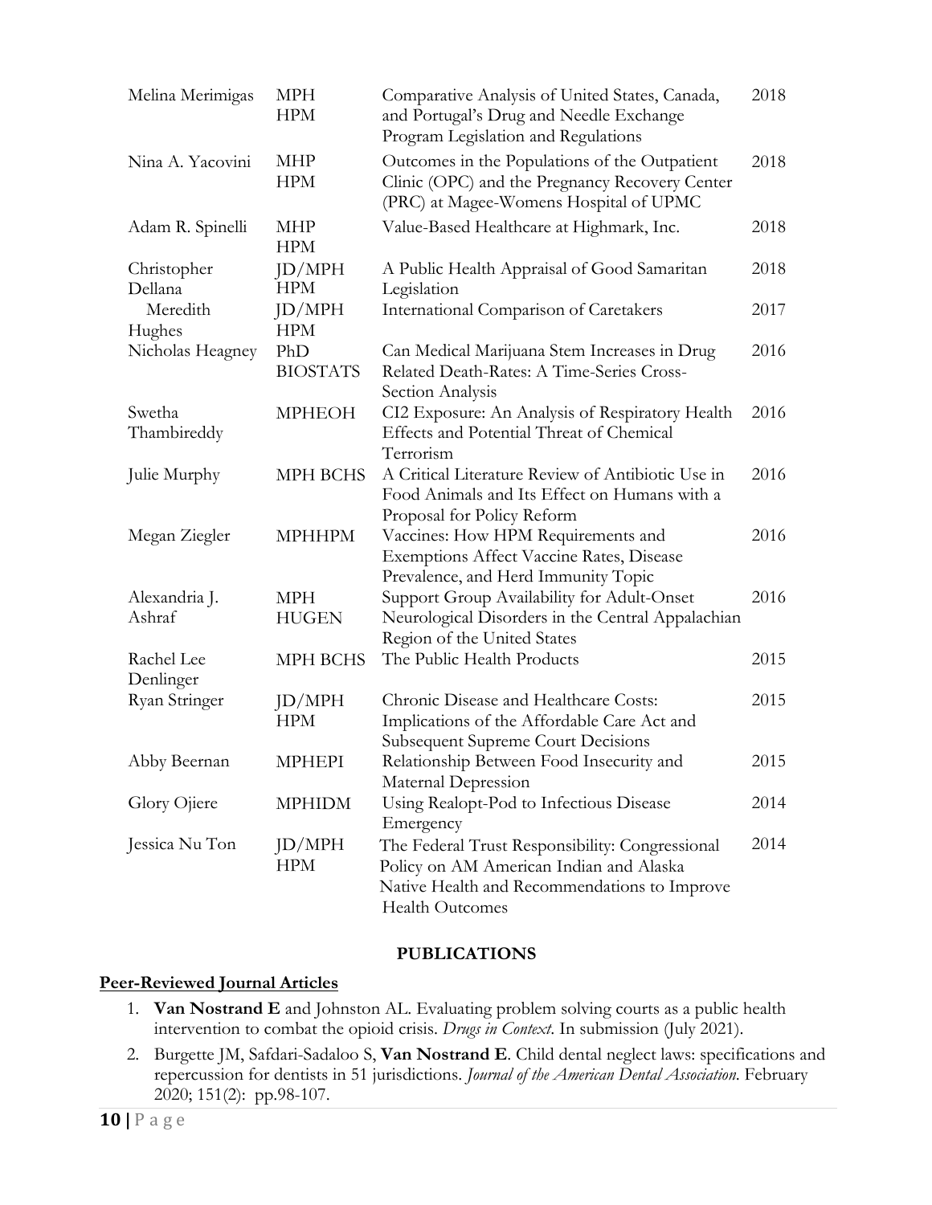| | | | |
|---|---|---|---|
| Melina Merimigas | MPH HPM | Comparative Analysis of United States, Canada, and Portugal's Drug and Needle Exchange Program Legislation and Regulations | 2018 |
| Nina A. Yacovini | MHP HPM | Outcomes in the Populations of the Outpatient Clinic (OPC) and the Pregnancy Recovery Center (PRC) at Magee-Womens Hospital of UPMC | 2018 |
| Adam R. Spinelli | MHP HPM | Value-Based Healthcare at Highmark, Inc. | 2018 |
| Christopher Dellana | JD/MPH HPM | A Public Health Appraisal of Good Samaritan Legislation | 2018 |
| Meredith Hughes | JD/MPH HPM | International Comparison of Caretakers | 2017 |
| Nicholas Heagney | PhD BIOSTATS | Can Medical Marijuana Stem Increases in Drug Related Death-Rates: A Time-Series Cross-Section Analysis | 2016 |
| Swetha Thambireddy | MPHEOH | CI2 Exposure: An Analysis of Respiratory Health Effects and Potential Threat of Chemical Terrorism | 2016 |
| Julie Murphy | MPH BCHS | A Critical Literature Review of Antibiotic Use in Food Animals and Its Effect on Humans with a Proposal for Policy Reform | 2016 |
| Megan Ziegler | MPHHPM | Vaccines: How HPM Requirements and Exemptions Affect Vaccine Rates, Disease Prevalence, and Herd Immunity Topic | 2016 |
| Alexandria J. Ashraf | MPH HUGEN | Support Group Availability for Adult-Onset Neurological Disorders in the Central Appalachian Region of the United States | 2016 |
| Rachel Lee Denlinger | MPH BCHS | The Public Health Products | 2015 |
| Ryan Stringer | JD/MPH HPM | Chronic Disease and Healthcare Costs: Implications of the Affordable Care Act and Subsequent Supreme Court Decisions | 2015 |
| Abby Beernan | MPHEPI | Relationship Between Food Insecurity and Maternal Depression | 2015 |
| Glory Ojiere | MPHIDM | Using Realopt-Pod to Infectious Disease Emergency | 2014 |
| Jessica Nu Ton | JD/MPH HPM | The Federal Trust Responsibility: Congressional Policy on AM American Indian and Alaska Native Health and Recommendations to Improve Health Outcomes | 2014 |

## PUBLICATIONS

### Peer-Reviewed Journal Articles

1. **Van Nostrand E** and Johnston AL. Evaluating problem solving courts as a public health intervention to combat the opioid crisis. *Drugs in Context*. In submission (July 2021).
2. Burgette JM, Safdari-Sadaloo S, **Van Nostrand E**. Child dental neglect laws: specifications and repercussion for dentists in 51 jurisdictions. *Journal of the American Dental Association*. February 2020; 151(2): pp.98-107.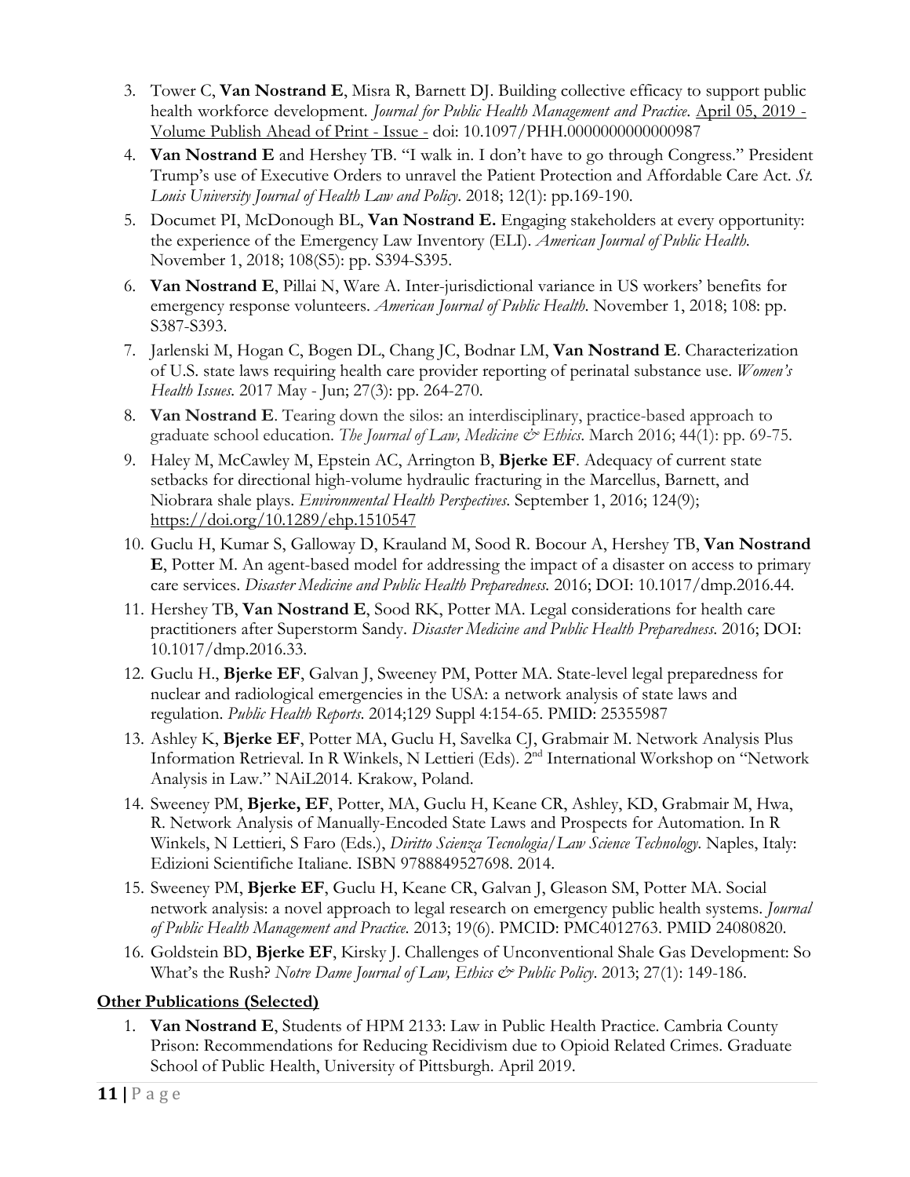3. Tower C, **Van Nostrand E**, Misra R, Barnett DJ. Building collective efficacy to support public health workforce development. *Journal for Public Health Management and Practice*. April 05, 2019 - Volume Publish Ahead of Print - Issue - doi: 10.1097/PHH.0000000000000987
4. **Van Nostrand E** and Hershey TB. "I walk in. I don't have to go through Congress." President Trump's use of Executive Orders to unravel the Patient Protection and Affordable Care Act. *St. Louis University Journal of Health Law and Policy*. 2018; 12(1): pp.169-190.
5. Documet PI, McDonough BL, **Van Nostrand E.** Engaging stakeholders at every opportunity: the experience of the Emergency Law Inventory (ELI). *American Journal of Public Health*. November 1, 2018; 108(S5): pp. S394-S395.
6. **Van Nostrand E**, Pillai N, Ware A. Inter-jurisdictional variance in US workers' benefits for emergency response volunteers. *American Journal of Public Health*. November 1, 2018; 108: pp. S387-S393.
7. Jarlenski M, Hogan C, Bogen DL, Chang JC, Bodnar LM, **Van Nostrand E**. Characterization of U.S. state laws requiring health care provider reporting of perinatal substance use. *Women's Health Issues*. 2017 May - Jun; 27(3): pp. 264-270.
8. **Van Nostrand E**. Tearing down the silos: an interdisciplinary, practice-based approach to graduate school education. *The Journal of Law, Medicine & Ethics*. March 2016; 44(1): pp. 69-75.
9. Haley M, McCawley M, Epstein AC, Arrington B, **Bjerke EF**. Adequacy of current state setbacks for directional high-volume hydraulic fracturing in the Marcellus, Barnett, and Niobrara shale plays. *Environmental Health Perspectives*. September 1, 2016; 124(9); https://doi.org/10.1289/ehp.1510547
10. Guclu H, Kumar S, Galloway D, Krauland M, Sood R. Bocour A, Hershey TB, **Van Nostrand E**, Potter M. An agent-based model for addressing the impact of a disaster on access to primary care services. *Disaster Medicine and Public Health Preparedness*. 2016; DOI: 10.1017/dmp.2016.44.
11. Hershey TB, **Van Nostrand E**, Sood RK, Potter MA. Legal considerations for health care practitioners after Superstorm Sandy. *Disaster Medicine and Public Health Preparedness*. 2016; DOI: 10.1017/dmp.2016.33.
12. Guclu H., **Bjerke EF**, Galvan J, Sweeney PM, Potter MA. State-level legal preparedness for nuclear and radiological emergencies in the USA: a network analysis of state laws and regulation. *Public Health Reports*. 2014;129 Suppl 4:154-65. PMID: 25355987
13. Ashley K, **Bjerke EF**, Potter MA, Guclu H, Savelka CJ, Grabmair M. Network Analysis Plus Information Retrieval. In R Winkels, N Lettieri (Eds). 2nd International Workshop on "Network Analysis in Law." NAiL2014. Krakow, Poland.
14. Sweeney PM, **Bjerke, EF**, Potter, MA, Guclu H, Keane CR, Ashley, KD, Grabmair M, Hwa, R. Network Analysis of Manually-Encoded State Laws and Prospects for Automation. In R Winkels, N Lettieri, S Faro (Eds.), *Diritto Scienza Tecnologia/Law Science Technology*. Naples, Italy: Edizioni Scientifiche Italiane. ISBN 9788849527698. 2014.
15. Sweeney PM, **Bjerke EF**, Guclu H, Keane CR, Galvan J, Gleason SM, Potter MA. Social network analysis: a novel approach to legal research on emergency public health systems. *Journal of Public Health Management and Practice*. 2013; 19(6). PMCID: PMC4012763. PMID 24080820.
16. Goldstein BD, **Bjerke EF**, Kirsky J. Challenges of Unconventional Shale Gas Development: So What's the Rush? *Notre Dame Journal of Law, Ethics & Public Policy*. 2013; 27(1): 149-186.

**Other Publications (Selected)**

1. **Van Nostrand E**, Students of HPM 2133: Law in Public Health Practice. Cambria County Prison: Recommendations for Reducing Recidivism due to Opioid Related Crimes. Graduate School of Public Health, University of Pittsburgh. April 2019.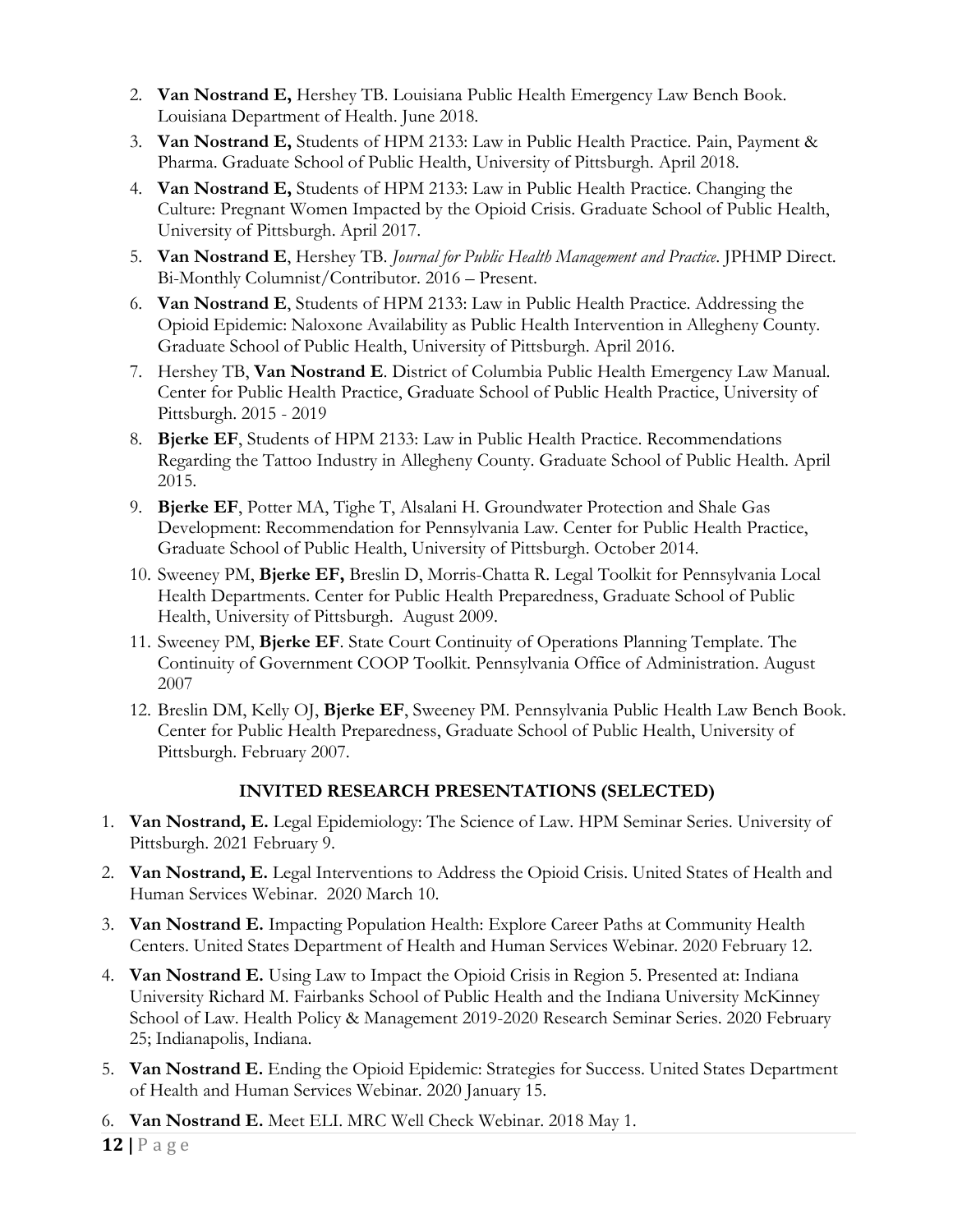2. **Van Nostrand E,** Hershey TB. Louisiana Public Health Emergency Law Bench Book. Louisiana Department of Health. June 2018.
3. **Van Nostrand E,** Students of HPM 2133: Law in Public Health Practice. Pain, Payment & Pharma. Graduate School of Public Health, University of Pittsburgh. April 2018.
4. **Van Nostrand E,** Students of HPM 2133: Law in Public Health Practice. Changing the Culture: Pregnant Women Impacted by the Opioid Crisis. Graduate School of Public Health, University of Pittsburgh. April 2017.
5. **Van Nostrand E**, Hershey TB. *Journal for Public Health Management and Practice*. JPHMP Direct. Bi-Monthly Columnist/Contributor. 2016 – Present.
6. **Van Nostrand E**, Students of HPM 2133: Law in Public Health Practice. Addressing the Opioid Epidemic: Naloxone Availability as Public Health Intervention in Allegheny County. Graduate School of Public Health, University of Pittsburgh. April 2016.
7. Hershey TB, **Van Nostrand E**. District of Columbia Public Health Emergency Law Manual. Center for Public Health Practice, Graduate School of Public Health Practice, University of Pittsburgh. 2015 - 2019
8. **Bjerke EF**, Students of HPM 2133: Law in Public Health Practice. Recommendations Regarding the Tattoo Industry in Allegheny County. Graduate School of Public Health. April 2015.
9. **Bjerke EF**, Potter MA, Tighe T, Alsalani H. Groundwater Protection and Shale Gas Development: Recommendation for Pennsylvania Law. Center for Public Health Practice, Graduate School of Public Health, University of Pittsburgh. October 2014.
10. Sweeney PM, **Bjerke EF,** Breslin D, Morris-Chatta R. Legal Toolkit for Pennsylvania Local Health Departments. Center for Public Health Preparedness, Graduate School of Public Health, University of Pittsburgh. August 2009.
11. Sweeney PM, **Bjerke EF**. State Court Continuity of Operations Planning Template. The Continuity of Government COOP Toolkit. Pennsylvania Office of Administration. August 2007
12. Breslin DM, Kelly OJ, **Bjerke EF**, Sweeney PM. Pennsylvania Public Health Law Bench Book. Center for Public Health Preparedness, Graduate School of Public Health, University of Pittsburgh. February 2007.

## INVITED RESEARCH PRESENTATIONS (SELECTED)

1. **Van Nostrand, E.** Legal Epidemiology: The Science of Law. HPM Seminar Series. University of Pittsburgh. 2021 February 9.
2. **Van Nostrand, E.** Legal Interventions to Address the Opioid Crisis. United States of Health and Human Services Webinar. 2020 March 10.
3. **Van Nostrand E.** Impacting Population Health: Explore Career Paths at Community Health Centers. United States Department of Health and Human Services Webinar. 2020 February 12.
4. **Van Nostrand E.** Using Law to Impact the Opioid Crisis in Region 5. Presented at: Indiana University Richard M. Fairbanks School of Public Health and the Indiana University McKinney School of Law. Health Policy & Management 2019-2020 Research Seminar Series. 2020 February 25; Indianapolis, Indiana.
5. **Van Nostrand E.** Ending the Opioid Epidemic: Strategies for Success. United States Department of Health and Human Services Webinar. 2020 January 15.
6. **Van Nostrand E.** Meet ELI. MRC Well Check Webinar. 2018 May 1.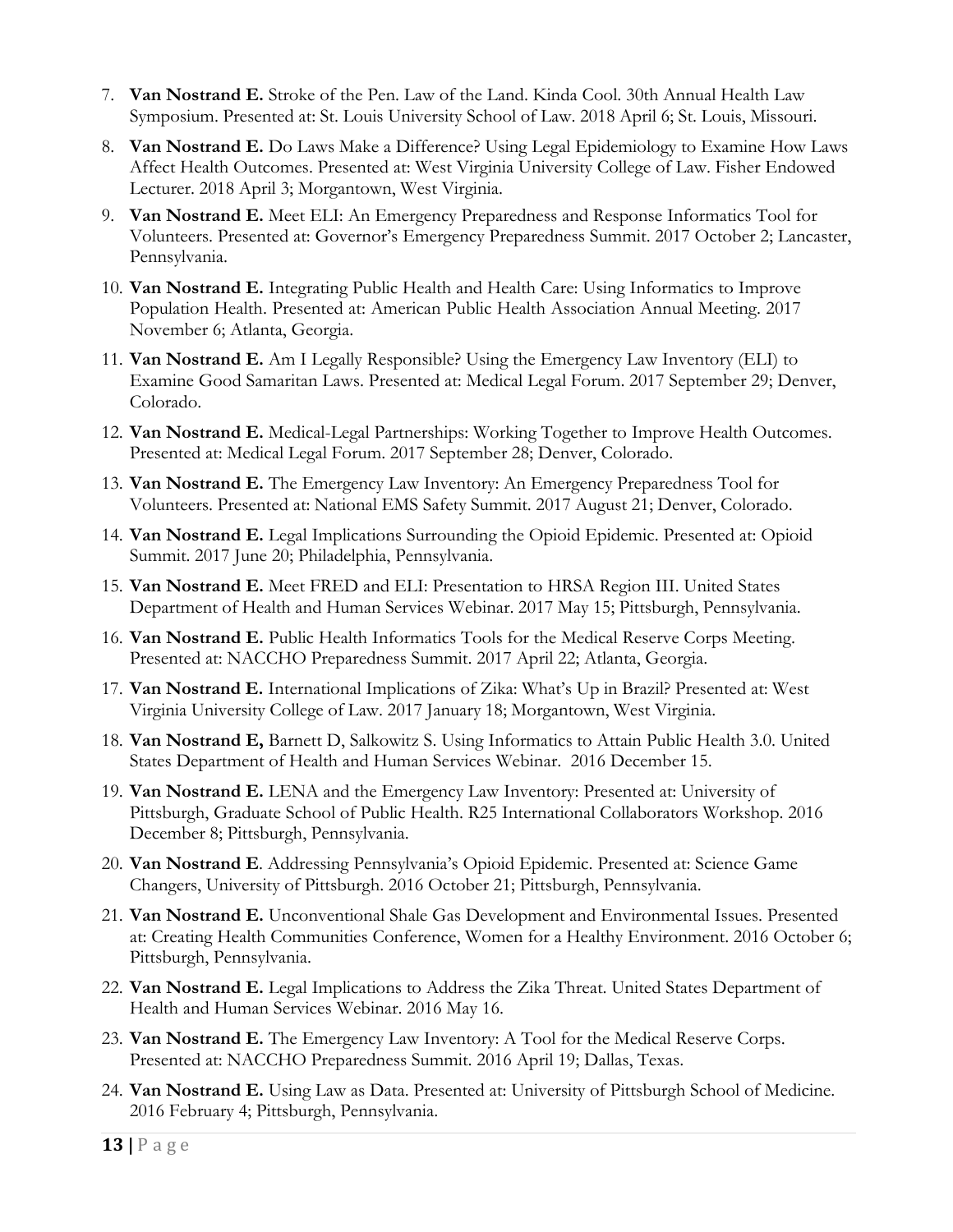7. **Van Nostrand E.** Stroke of the Pen. Law of the Land. Kinda Cool. 30th Annual Health Law Symposium. Presented at: St. Louis University School of Law. 2018 April 6; St. Louis, Missouri.
8. **Van Nostrand E.** Do Laws Make a Difference? Using Legal Epidemiology to Examine How Laws Affect Health Outcomes. Presented at: West Virginia University College of Law. Fisher Endowed Lecturer. 2018 April 3; Morgantown, West Virginia.
9. **Van Nostrand E.** Meet ELI: An Emergency Preparedness and Response Informatics Tool for Volunteers. Presented at: Governor's Emergency Preparedness Summit. 2017 October 2; Lancaster, Pennsylvania.
10. **Van Nostrand E.** Integrating Public Health and Health Care: Using Informatics to Improve Population Health. Presented at: American Public Health Association Annual Meeting. 2017 November 6; Atlanta, Georgia.
11. **Van Nostrand E.** Am I Legally Responsible? Using the Emergency Law Inventory (ELI) to Examine Good Samaritan Laws. Presented at: Medical Legal Forum. 2017 September 29; Denver, Colorado.
12. **Van Nostrand E.** Medical-Legal Partnerships: Working Together to Improve Health Outcomes. Presented at: Medical Legal Forum. 2017 September 28; Denver, Colorado.
13. **Van Nostrand E.** The Emergency Law Inventory: An Emergency Preparedness Tool for Volunteers. Presented at: National EMS Safety Summit. 2017 August 21; Denver, Colorado.
14. **Van Nostrand E.** Legal Implications Surrounding the Opioid Epidemic. Presented at: Opioid Summit. 2017 June 20; Philadelphia, Pennsylvania.
15. **Van Nostrand E.** Meet FRED and ELI: Presentation to HRSA Region III. United States Department of Health and Human Services Webinar. 2017 May 15; Pittsburgh, Pennsylvania.
16. **Van Nostrand E.** Public Health Informatics Tools for the Medical Reserve Corps Meeting. Presented at: NACCHO Preparedness Summit. 2017 April 22; Atlanta, Georgia.
17. **Van Nostrand E.** International Implications of Zika: What's Up in Brazil? Presented at: West Virginia University College of Law. 2017 January 18; Morgantown, West Virginia.
18. **Van Nostrand E,** Barnett D, Salkowitz S. Using Informatics to Attain Public Health 3.0. United States Department of Health and Human Services Webinar. 2016 December 15.
19. **Van Nostrand E.** LENA and the Emergency Law Inventory: Presented at: University of Pittsburgh, Graduate School of Public Health. R25 International Collaborators Workshop. 2016 December 8; Pittsburgh, Pennsylvania.
20. **Van Nostrand E**. Addressing Pennsylvania's Opioid Epidemic. Presented at: Science Game Changers, University of Pittsburgh. 2016 October 21; Pittsburgh, Pennsylvania.
21. **Van Nostrand E.** Unconventional Shale Gas Development and Environmental Issues. Presented at: Creating Health Communities Conference, Women for a Healthy Environment. 2016 October 6; Pittsburgh, Pennsylvania.
22. **Van Nostrand E.** Legal Implications to Address the Zika Threat. United States Department of Health and Human Services Webinar. 2016 May 16.
23. **Van Nostrand E.** The Emergency Law Inventory: A Tool for the Medical Reserve Corps. Presented at: NACCHO Preparedness Summit. 2016 April 19; Dallas, Texas.
24. **Van Nostrand E.** Using Law as Data. Presented at: University of Pittsburgh School of Medicine. 2016 February 4; Pittsburgh, Pennsylvania.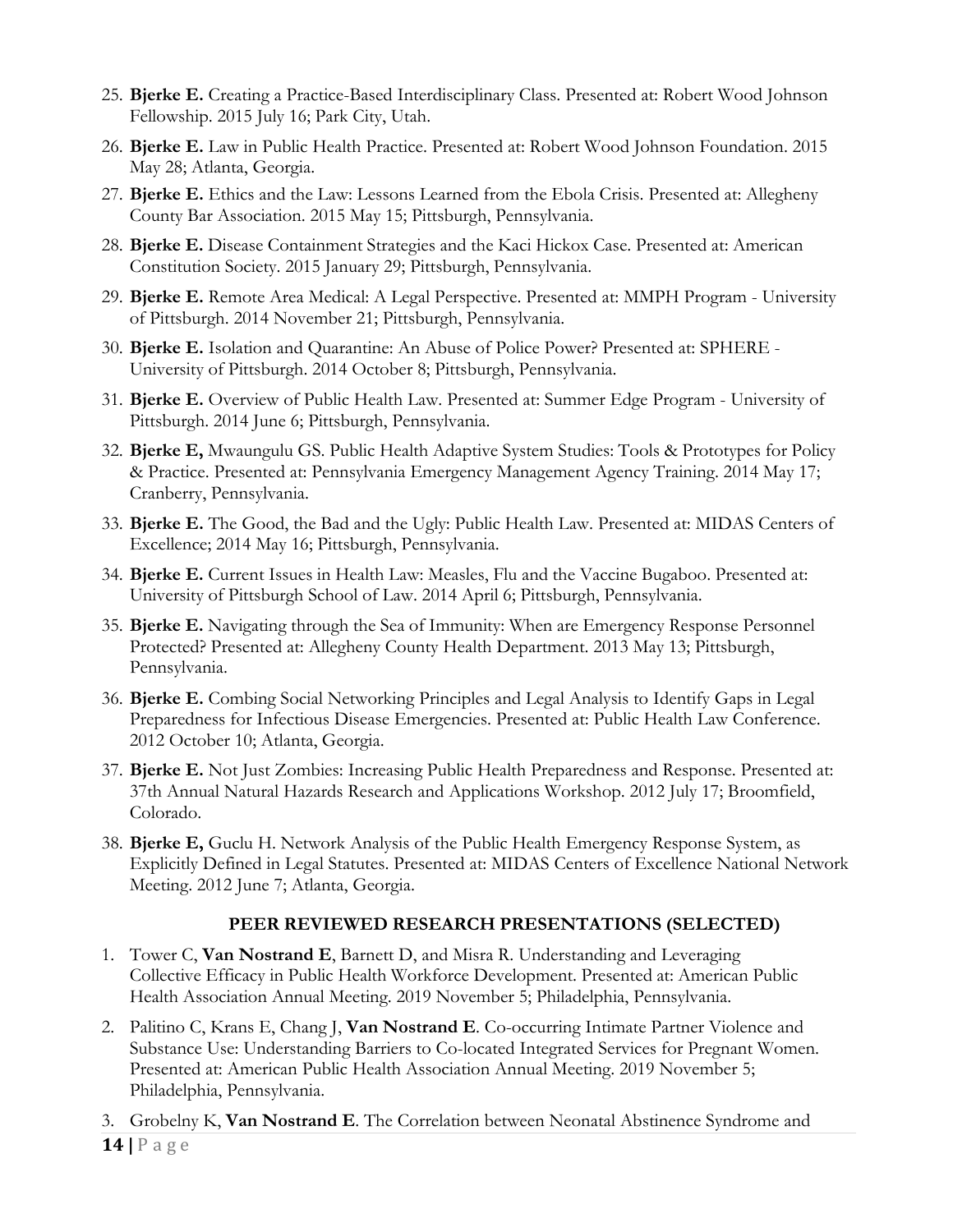25. **Bjerke E.** Creating a Practice-Based Interdisciplinary Class. Presented at: Robert Wood Johnson Fellowship. 2015 July 16; Park City, Utah.
26. **Bjerke E.** Law in Public Health Practice. Presented at: Robert Wood Johnson Foundation. 2015 May 28; Atlanta, Georgia.
27. **Bjerke E.** Ethics and the Law: Lessons Learned from the Ebola Crisis. Presented at: Allegheny County Bar Association. 2015 May 15; Pittsburgh, Pennsylvania.
28. **Bjerke E.** Disease Containment Strategies and the Kaci Hickox Case. Presented at: American Constitution Society. 2015 January 29; Pittsburgh, Pennsylvania.
29. **Bjerke E.** Remote Area Medical: A Legal Perspective. Presented at: MMPH Program - University of Pittsburgh. 2014 November 21; Pittsburgh, Pennsylvania.
30. **Bjerke E.** Isolation and Quarantine: An Abuse of Police Power? Presented at: SPHERE - University of Pittsburgh. 2014 October 8; Pittsburgh, Pennsylvania.
31. **Bjerke E.** Overview of Public Health Law. Presented at: Summer Edge Program - University of Pittsburgh. 2014 June 6; Pittsburgh, Pennsylvania.
32. **Bjerke E,** Mwaungulu GS. Public Health Adaptive System Studies: Tools & Prototypes for Policy & Practice. Presented at: Pennsylvania Emergency Management Agency Training. 2014 May 17; Cranberry, Pennsylvania.
33. **Bjerke E.** The Good, the Bad and the Ugly: Public Health Law. Presented at: MIDAS Centers of Excellence; 2014 May 16; Pittsburgh, Pennsylvania.
34. **Bjerke E.** Current Issues in Health Law: Measles, Flu and the Vaccine Bugaboo. Presented at: University of Pittsburgh School of Law. 2014 April 6; Pittsburgh, Pennsylvania.
35. **Bjerke E.** Navigating through the Sea of Immunity: When are Emergency Response Personnel Protected? Presented at: Allegheny County Health Department. 2013 May 13; Pittsburgh, Pennsylvania.
36. **Bjerke E.** Combing Social Networking Principles and Legal Analysis to Identify Gaps in Legal Preparedness for Infectious Disease Emergencies. Presented at: Public Health Law Conference. 2012 October 10; Atlanta, Georgia.
37. **Bjerke E.** Not Just Zombies: Increasing Public Health Preparedness and Response. Presented at: 37th Annual Natural Hazards Research and Applications Workshop. 2012 July 17; Broomfield, Colorado.
38. **Bjerke E,** Guclu H. Network Analysis of the Public Health Emergency Response System, as Explicitly Defined in Legal Statutes. Presented at: MIDAS Centers of Excellence National Network Meeting. 2012 June 7; Atlanta, Georgia.

## PEER REVIEWED RESEARCH PRESENTATIONS (SELECTED)

1. Tower C, **Van Nostrand E**, Barnett D, and Misra R. Understanding and Leveraging Collective Efficacy in Public Health Workforce Development. Presented at: American Public Health Association Annual Meeting. 2019 November 5; Philadelphia, Pennsylvania.
2. Palitino C, Krans E, Chang J, **Van Nostrand E**. Co-occurring Intimate Partner Violence and Substance Use: Understanding Barriers to Co-located Integrated Services for Pregnant Women. Presented at: American Public Health Association Annual Meeting. 2019 November 5; Philadelphia, Pennsylvania.
3. Grobelny K, **Van Nostrand E**. The Correlation between Neonatal Abstinence Syndrome and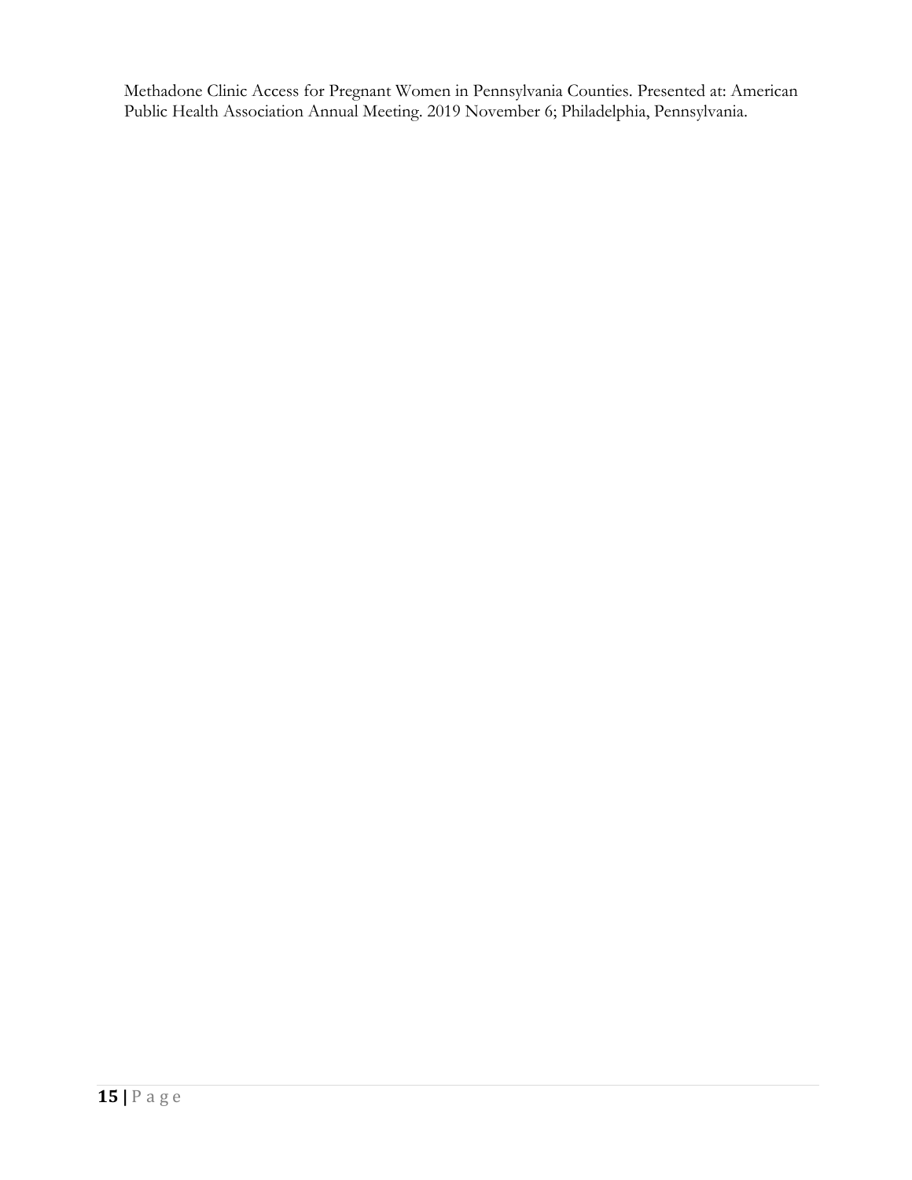Methadone Clinic Access for Pregnant Women in Pennsylvania Counties. Presented at: American Public Health Association Annual Meeting. 2019 November 6; Philadelphia, Pennsylvania.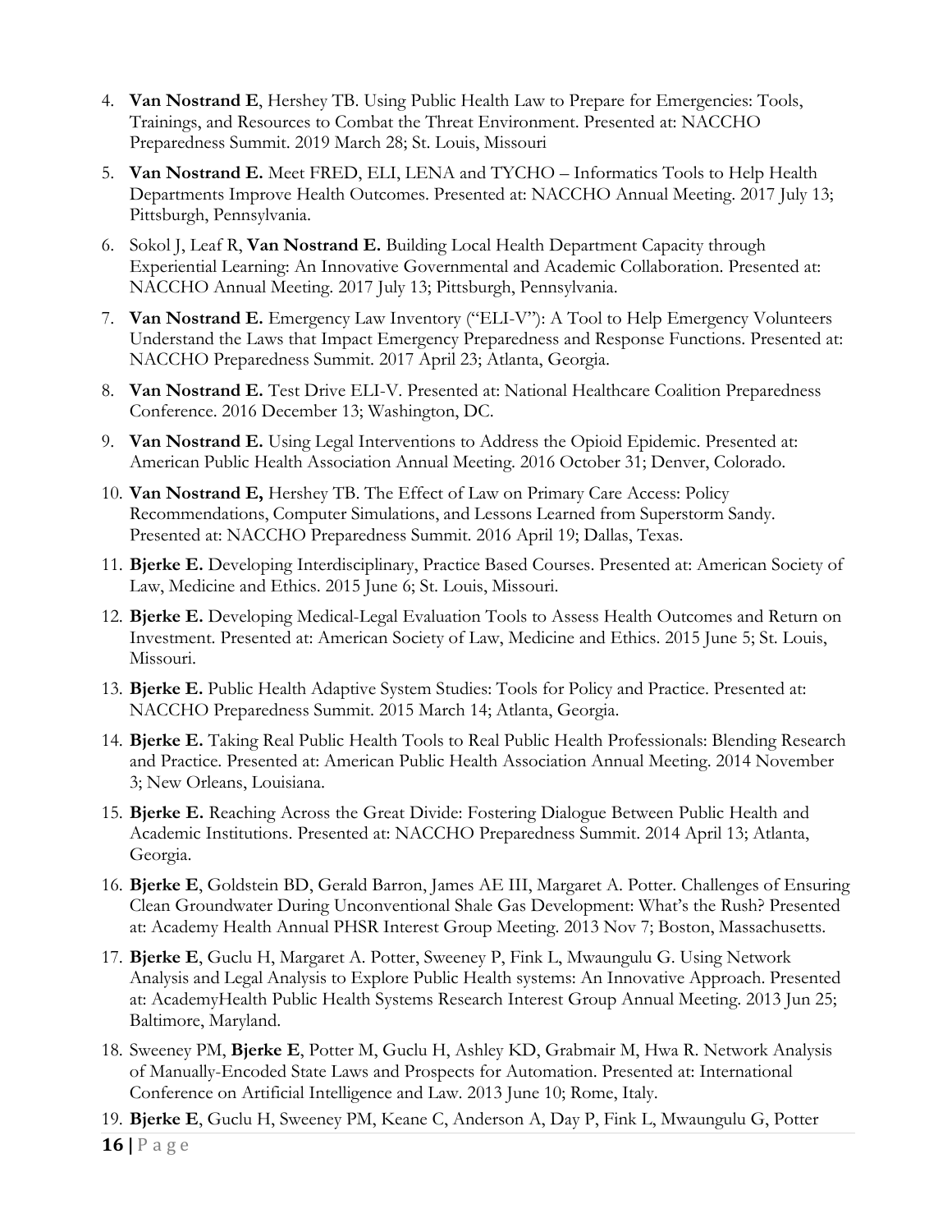4. **Van Nostrand E**, Hershey TB. Using Public Health Law to Prepare for Emergencies: Tools, Trainings, and Resources to Combat the Threat Environment. Presented at: NACCHO Preparedness Summit. 2019 March 28; St. Louis, Missouri
5. **Van Nostrand E.** Meet FRED, ELI, LENA and TYCHO – Informatics Tools to Help Health Departments Improve Health Outcomes. Presented at: NACCHO Annual Meeting. 2017 July 13; Pittsburgh, Pennsylvania.
6. Sokol J, Leaf R, **Van Nostrand E.** Building Local Health Department Capacity through Experiential Learning: An Innovative Governmental and Academic Collaboration. Presented at: NACCHO Annual Meeting. 2017 July 13; Pittsburgh, Pennsylvania.
7. **Van Nostrand E.** Emergency Law Inventory ("ELI-V"): A Tool to Help Emergency Volunteers Understand the Laws that Impact Emergency Preparedness and Response Functions. Presented at: NACCHO Preparedness Summit. 2017 April 23; Atlanta, Georgia.
8. **Van Nostrand E.** Test Drive ELI-V. Presented at: National Healthcare Coalition Preparedness Conference. 2016 December 13; Washington, DC.
9. **Van Nostrand E.** Using Legal Interventions to Address the Opioid Epidemic. Presented at: American Public Health Association Annual Meeting. 2016 October 31; Denver, Colorado.
10. **Van Nostrand E,** Hershey TB. The Effect of Law on Primary Care Access: Policy Recommendations, Computer Simulations, and Lessons Learned from Superstorm Sandy. Presented at: NACCHO Preparedness Summit. 2016 April 19; Dallas, Texas.
11. **Bjerke E.** Developing Interdisciplinary, Practice Based Courses. Presented at: American Society of Law, Medicine and Ethics. 2015 June 6; St. Louis, Missouri.
12. **Bjerke E.** Developing Medical-Legal Evaluation Tools to Assess Health Outcomes and Return on Investment. Presented at: American Society of Law, Medicine and Ethics. 2015 June 5; St. Louis, Missouri.
13. **Bjerke E.** Public Health Adaptive System Studies: Tools for Policy and Practice. Presented at: NACCHO Preparedness Summit. 2015 March 14; Atlanta, Georgia.
14. **Bjerke E.** Taking Real Public Health Tools to Real Public Health Professionals: Blending Research and Practice. Presented at: American Public Health Association Annual Meeting. 2014 November 3; New Orleans, Louisiana.
15. **Bjerke E.** Reaching Across the Great Divide: Fostering Dialogue Between Public Health and Academic Institutions. Presented at: NACCHO Preparedness Summit. 2014 April 13; Atlanta, Georgia.
16. **Bjerke E**, Goldstein BD, Gerald Barron, James AE III, Margaret A. Potter. Challenges of Ensuring Clean Groundwater During Unconventional Shale Gas Development: What's the Rush? Presented at: Academy Health Annual PHSR Interest Group Meeting. 2013 Nov 7; Boston, Massachusetts.
17. **Bjerke E**, Guclu H, Margaret A. Potter, Sweeney P, Fink L, Mwaungulu G. Using Network Analysis and Legal Analysis to Explore Public Health systems: An Innovative Approach. Presented at: AcademyHealth Public Health Systems Research Interest Group Annual Meeting. 2013 Jun 25; Baltimore, Maryland.
18. Sweeney PM, **Bjerke E**, Potter M, Guclu H, Ashley KD, Grabmair M, Hwa R. Network Analysis of Manually-Encoded State Laws and Prospects for Automation. Presented at: International Conference on Artificial Intelligence and Law. 2013 June 10; Rome, Italy.
19. **Bjerke E**, Guclu H, Sweeney PM, Keane C, Anderson A, Day P, Fink L, Mwaungulu G, Potter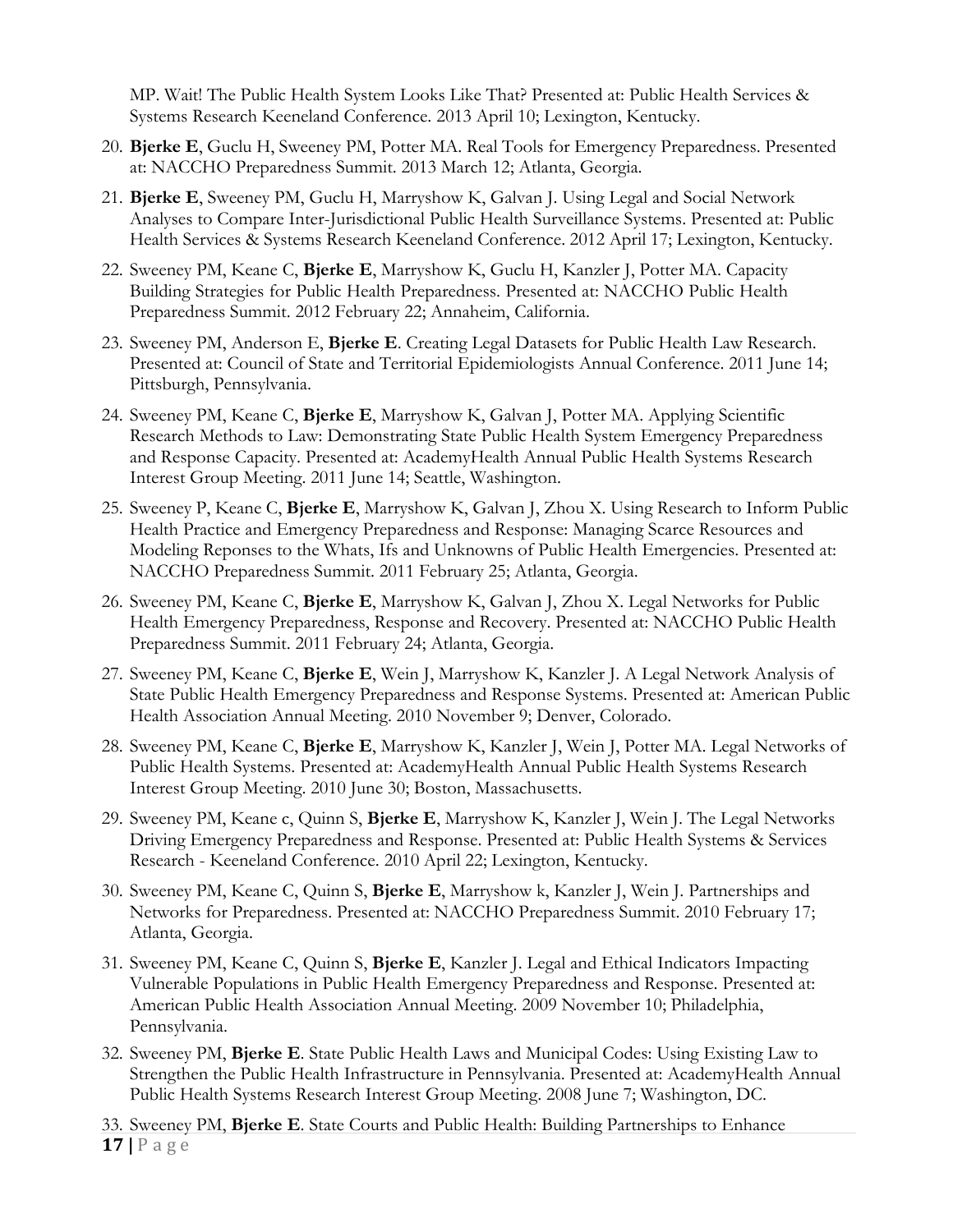MP. Wait! The Public Health System Looks Like That? Presented at: Public Health Services & Systems Research Keeneland Conference. 2013 April 10; Lexington, Kentucky.

20. **Bjerke E**, Guclu H, Sweeney PM, Potter MA. Real Tools for Emergency Preparedness. Presented at: NACCHO Preparedness Summit. 2013 March 12; Atlanta, Georgia.
21. **Bjerke E**, Sweeney PM, Guclu H, Marryshow K, Galvan J. Using Legal and Social Network Analyses to Compare Inter-Jurisdictional Public Health Surveillance Systems. Presented at: Public Health Services & Systems Research Keeneland Conference. 2012 April 17; Lexington, Kentucky.
22. Sweeney PM, Keane C, **Bjerke E**, Marryshow K, Guclu H, Kanzler J, Potter MA. Capacity Building Strategies for Public Health Preparedness. Presented at: NACCHO Public Health Preparedness Summit. 2012 February 22; Annaheim, California.
23. Sweeney PM, Anderson E, **Bjerke E**. Creating Legal Datasets for Public Health Law Research. Presented at: Council of State and Territorial Epidemiologists Annual Conference. 2011 June 14; Pittsburgh, Pennsylvania.
24. Sweeney PM, Keane C, **Bjerke E**, Marryshow K, Galvan J, Potter MA. Applying Scientific Research Methods to Law: Demonstrating State Public Health System Emergency Preparedness and Response Capacity. Presented at: AcademyHealth Annual Public Health Systems Research Interest Group Meeting. 2011 June 14; Seattle, Washington.
25. Sweeney P, Keane C, **Bjerke E**, Marryshow K, Galvan J, Zhou X. Using Research to Inform Public Health Practice and Emergency Preparedness and Response: Managing Scarce Resources and Modeling Reponses to the Whats, Ifs and Unknowns of Public Health Emergencies. Presented at: NACCHO Preparedness Summit. 2011 February 25; Atlanta, Georgia.
26. Sweeney PM, Keane C, **Bjerke E**, Marryshow K, Galvan J, Zhou X. Legal Networks for Public Health Emergency Preparedness, Response and Recovery. Presented at: NACCHO Public Health Preparedness Summit. 2011 February 24; Atlanta, Georgia.
27. Sweeney PM, Keane C, **Bjerke E**, Wein J, Marryshow K, Kanzler J. A Legal Network Analysis of State Public Health Emergency Preparedness and Response Systems. Presented at: American Public Health Association Annual Meeting. 2010 November 9; Denver, Colorado.
28. Sweeney PM, Keane C, **Bjerke E**, Marryshow K, Kanzler J, Wein J, Potter MA. Legal Networks of Public Health Systems. Presented at: AcademyHealth Annual Public Health Systems Research Interest Group Meeting. 2010 June 30; Boston, Massachusetts.
29. Sweeney PM, Keane c, Quinn S, **Bjerke E**, Marryshow K, Kanzler J, Wein J. The Legal Networks Driving Emergency Preparedness and Response. Presented at: Public Health Systems & Services Research - Keeneland Conference. 2010 April 22; Lexington, Kentucky.
30. Sweeney PM, Keane C, Quinn S, **Bjerke E**, Marryshow k, Kanzler J, Wein J. Partnerships and Networks for Preparedness. Presented at: NACCHO Preparedness Summit. 2010 February 17; Atlanta, Georgia.
31. Sweeney PM, Keane C, Quinn S, **Bjerke E**, Kanzler J. Legal and Ethical Indicators Impacting Vulnerable Populations in Public Health Emergency Preparedness and Response. Presented at: American Public Health Association Annual Meeting. 2009 November 10; Philadelphia, Pennsylvania.
32. Sweeney PM, **Bjerke E**. State Public Health Laws and Municipal Codes: Using Existing Law to Strengthen the Public Health Infrastructure in Pennsylvania. Presented at: AcademyHealth Annual Public Health Systems Research Interest Group Meeting. 2008 June 7; Washington, DC.
33. Sweeney PM, **Bjerke E**. State Courts and Public Health: Building Partnerships to Enhance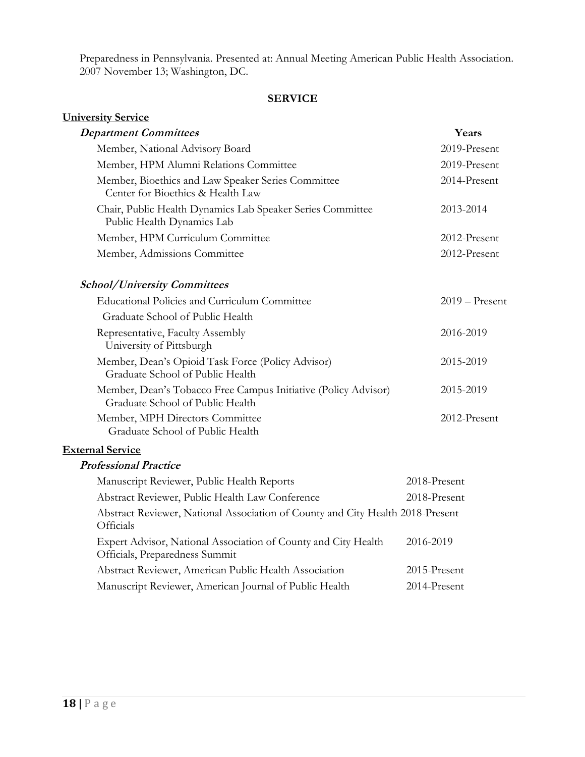Preparedness in Pennsylvania. Presented at: Annual Meeting American Public Health Association. 2007 November 13; Washington, DC.

## SERVICE

**University Service**

***Department Committees***

| | Years |
|---|---|
| Member, National Advisory Board | 2019-Present |
| Member, HPM Alumni Relations Committee | 2019-Present |
| Member, Bioethics and Law Speaker Series Committee<br>Center for Bioethics & Health Law | 2014-Present |
| Chair, Public Health Dynamics Lab Speaker Series Committee<br>Public Health Dynamics Lab | 2013-2014 |
| Member, HPM Curriculum Committee | 2012-Present |
| Member, Admissions Committee | 2012-Present |

***School/University Committees***

| | |
|---|---|
| Educational Policies and Curriculum Committee<br>Graduate School of Public Health | 2019 – Present |
| Representative, Faculty Assembly<br>University of Pittsburgh | 2016-2019 |
| Member, Dean's Opioid Task Force (Policy Advisor)<br>Graduate School of Public Health | 2015-2019 |
| Member, Dean's Tobacco Free Campus Initiative (Policy Advisor)<br>Graduate School of Public Health | 2015-2019 |
| Member, MPH Directors Committee<br>Graduate School of Public Health | 2012-Present |

**External Service**

***Professional Practice***

| | |
|---|---|
| Manuscript Reviewer, Public Health Reports | 2018-Present |
| Abstract Reviewer, Public Health Law Conference | 2018-Present |
| Abstract Reviewer, National Association of County and City Health Officials | 2018-Present |
| Expert Advisor, National Association of County and City Health Officials, Preparedness Summit | 2016-2019 |
| Abstract Reviewer, American Public Health Association | 2015-Present |
| Manuscript Reviewer, American Journal of Public Health | 2014-Present |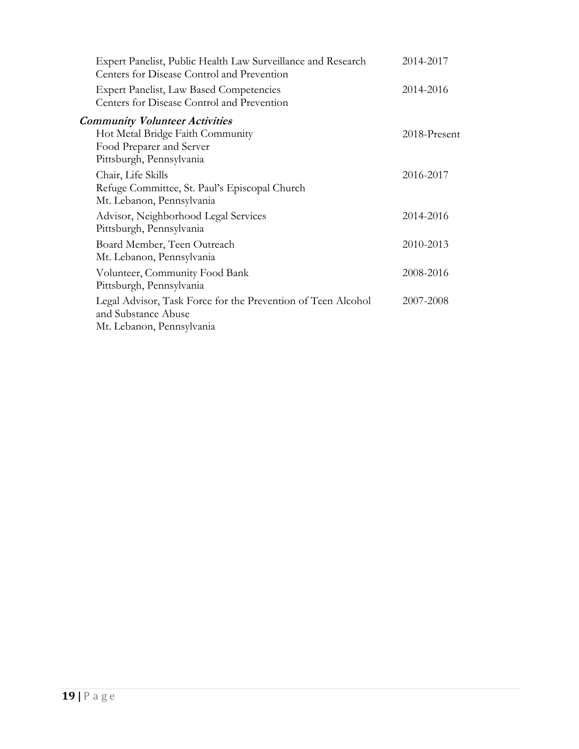Expert Panelist, Public Health Law Surveillance and Research — 2014-2017
Centers for Disease Control and Prevention

Expert Panelist, Law Based Competencies — 2014-2016
Centers for Disease Control and Prevention

***Community Volunteer Activities***

Hot Metal Bridge Faith Community — 2018-Present
Food Preparer and Server
Pittsburgh, Pennsylvania

Chair, Life Skills — 2016-2017
Refuge Committee, St. Paul's Episcopal Church
Mt. Lebanon, Pennsylvania

Advisor, Neighborhood Legal Services — 2014-2016
Pittsburgh, Pennsylvania

Board Member, Teen Outreach — 2010-2013
Mt. Lebanon, Pennsylvania

Volunteer, Community Food Bank — 2008-2016
Pittsburgh, Pennsylvania

Legal Advisor, Task Force for the Prevention of Teen Alcohol and Substance Abuse — 2007-2008
Mt. Lebanon, Pennsylvania